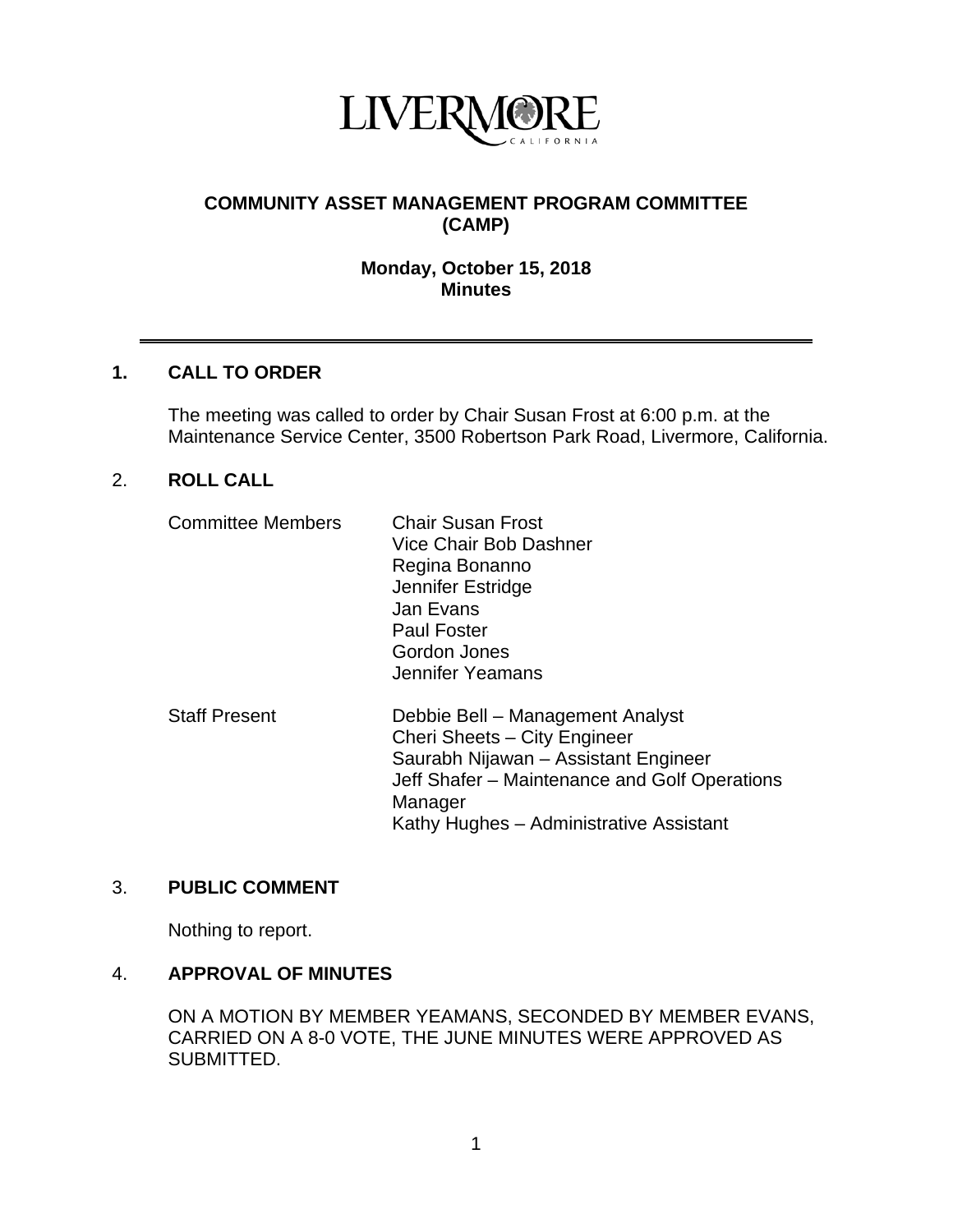LIVERMORE
CALIFORNIA

# COMMUNITY ASSET MANAGEMENT PROGRAM COMMITTEE (CAMP)

**Monday, October 15, 2018**
**Minutes**

---

## 1. CALL TO ORDER

The meeting was called to order by Chair Susan Frost at 6:00 p.m. at the Maintenance Service Center, 3500 Robertson Park Road, Livermore, California.

## 2. ROLL CALL

| | |
|---|---|
| Committee Members | Chair Susan Frost<br>Vice Chair Bob Dashner<br>Regina Bonanno<br>Jennifer Estridge<br>Jan Evans<br>Paul Foster<br>Gordon Jones<br>Jennifer Yeamans |
| Staff Present | Debbie Bell – Management Analyst<br>Cheri Sheets – City Engineer<br>Saurabh Nijawan – Assistant Engineer<br>Jeff Shafer – Maintenance and Golf Operations Manager<br>Kathy Hughes – Administrative Assistant |

## 3. PUBLIC COMMENT

Nothing to report.

## 4. APPROVAL OF MINUTES

ON A MOTION BY MEMBER YEAMANS, SECONDED BY MEMBER EVANS, CARRIED ON A 8-0 VOTE, THE JUNE MINUTES WERE APPROVED AS SUBMITTED.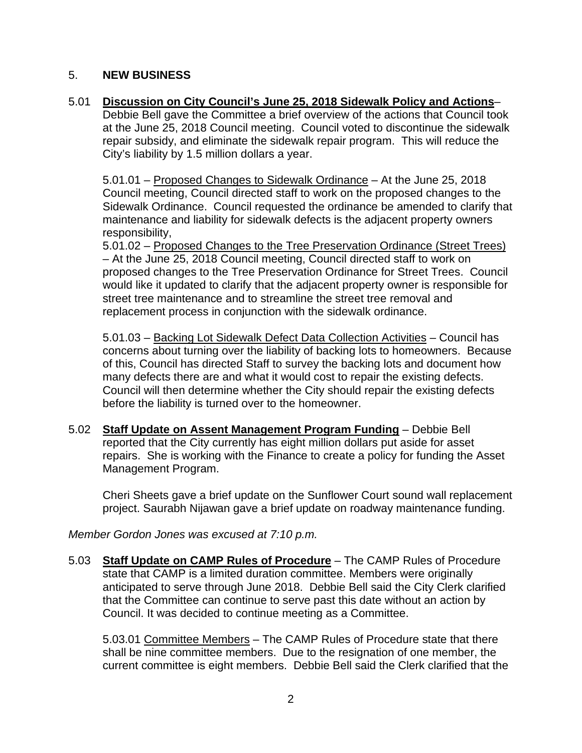## 5. **NEW BUSINESS**

5.01 **<u>Discussion on City Council's June 25, 2018 Sidewalk Policy and Actions</u>**– Debbie Bell gave the Committee a brief overview of the actions that Council took at the June 25, 2018 Council meeting. Council voted to discontinue the sidewalk repair subsidy, and eliminate the sidewalk repair program. This will reduce the City's liability by 1.5 million dollars a year.

5.01.01 – <u>Proposed Changes to Sidewalk Ordinance</u> – At the June 25, 2018 Council meeting, Council directed staff to work on the proposed changes to the Sidewalk Ordinance. Council requested the ordinance be amended to clarify that maintenance and liability for sidewalk defects is the adjacent property owners responsibility,

5.01.02 – <u>Proposed Changes to the Tree Preservation Ordinance (Street Trees)</u> – At the June 25, 2018 Council meeting, Council directed staff to work on proposed changes to the Tree Preservation Ordinance for Street Trees. Council would like it updated to clarify that the adjacent property owner is responsible for street tree maintenance and to streamline the street tree removal and replacement process in conjunction with the sidewalk ordinance.

5.01.03 – <u>Backing Lot Sidewalk Defect Data Collection Activities</u> – Council has concerns about turning over the liability of backing lots to homeowners. Because of this, Council has directed Staff to survey the backing lots and document how many defects there are and what it would cost to repair the existing defects. Council will then determine whether the City should repair the existing defects before the liability is turned over to the homeowner.

5.02 **<u>Staff Update on Assent Management Program Funding</u>** – Debbie Bell reported that the City currently has eight million dollars put aside for asset repairs. She is working with the Finance to create a policy for funding the Asset Management Program.

Cheri Sheets gave a brief update on the Sunflower Court sound wall replacement project. Saurabh Nijawan gave a brief update on roadway maintenance funding.

*Member Gordon Jones was excused at 7:10 p.m.*

5.03 **<u>Staff Update on CAMP Rules of Procedure</u>** – The CAMP Rules of Procedure state that CAMP is a limited duration committee. Members were originally anticipated to serve through June 2018. Debbie Bell said the City Clerk clarified that the Committee can continue to serve past this date without an action by Council. It was decided to continue meeting as a Committee.

5.03.01 <u>Committee Members</u> – The CAMP Rules of Procedure state that there shall be nine committee members. Due to the resignation of one member, the current committee is eight members. Debbie Bell said the Clerk clarified that the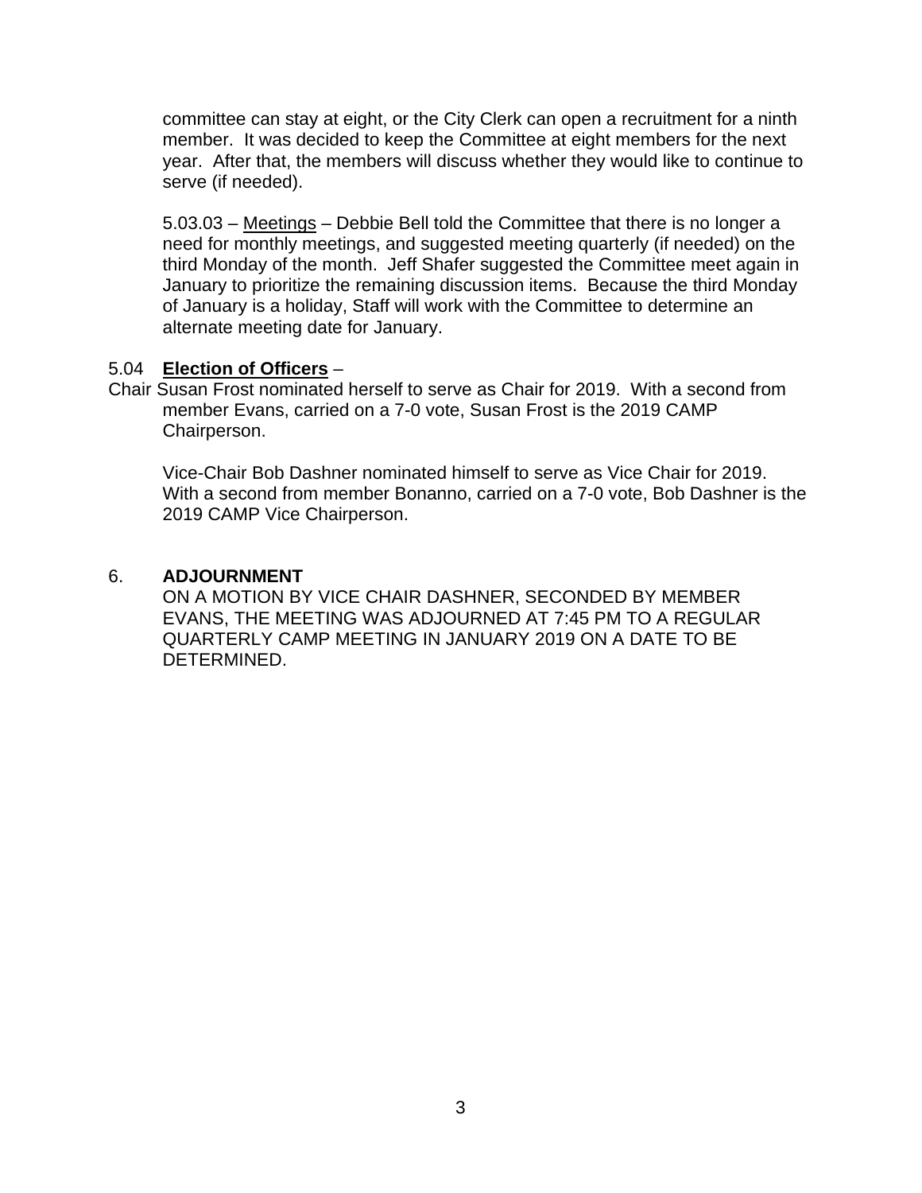committee can stay at eight, or the City Clerk can open a recruitment for a ninth member. It was decided to keep the Committee at eight members for the next year. After that, the members will discuss whether they would like to continue to serve (if needed).

5.03.03 – Meetings – Debbie Bell told the Committee that there is no longer a need for monthly meetings, and suggested meeting quarterly (if needed) on the third Monday of the month. Jeff Shafer suggested the Committee meet again in January to prioritize the remaining discussion items. Because the third Monday of January is a holiday, Staff will work with the Committee to determine an alternate meeting date for January.

5.04 **Election of Officers** –

Chair Susan Frost nominated herself to serve as Chair for 2019. With a second from member Evans, carried on a 7-0 vote, Susan Frost is the 2019 CAMP Chairperson.

Vice-Chair Bob Dashner nominated himself to serve as Vice Chair for 2019. With a second from member Bonanno, carried on a 7-0 vote, Bob Dashner is the 2019 CAMP Vice Chairperson.

6. **ADJOURNMENT**

ON A MOTION BY VICE CHAIR DASHNER, SECONDED BY MEMBER EVANS, THE MEETING WAS ADJOURNED AT 7:45 PM TO A REGULAR QUARTERLY CAMP MEETING IN JANUARY 2019 ON A DATE TO BE DETERMINED.